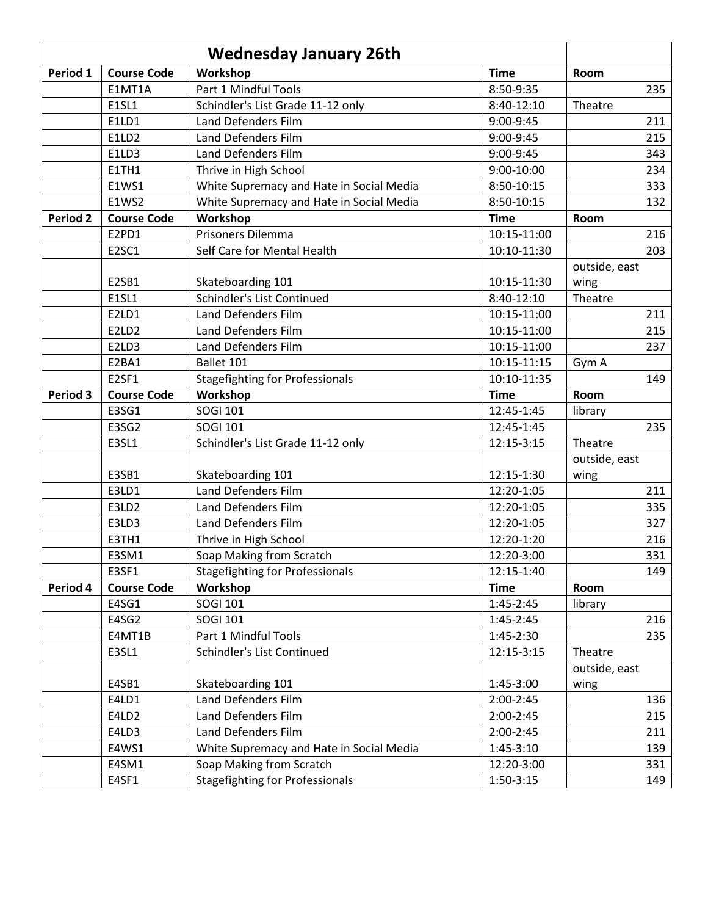| Wednesday January 26th | | | | |
|---|---|---|---|---|
| **Period 1** | **Course Code** | **Workshop** | **Time** | **Room** |
| | E1MT1A | Part 1 Mindful Tools | 8:50-9:35 | 235 |
| | E1SL1 | Schindler's List Grade 11-12 only | 8:40-12:10 | Theatre |
| | E1LD1 | Land Defenders Film | 9:00-9:45 | 211 |
| | E1LD2 | Land Defenders Film | 9:00-9:45 | 215 |
| | E1LD3 | Land Defenders Film | 9:00-9:45 | 343 |
| | E1TH1 | Thrive in High School | 9:00-10:00 | 234 |
| | E1WS1 | White Supremacy and Hate in Social Media | 8:50-10:15 | 333 |
| | E1WS2 | White Supremacy and Hate in Social Media | 8:50-10:15 | 132 |
| **Period 2** | **Course Code** | **Workshop** | **Time** | **Room** |
| | E2PD1 | Prisoners Dilemma | 10:15-11:00 | 216 |
| | E2SC1 | Self Care for Mental Health | 10:10-11:30 | 203 |
| | E2SB1 | Skateboarding 101 | 10:15-11:30 | outside, east wing |
| | E1SL1 | Schindler's List Continued | 8:40-12:10 | Theatre |
| | E2LD1 | Land Defenders Film | 10:15-11:00 | 211 |
| | E2LD2 | Land Defenders Film | 10:15-11:00 | 215 |
| | E2LD3 | Land Defenders Film | 10:15-11:00 | 237 |
| | E2BA1 | Ballet 101 | 10:15-11:15 | Gym A |
| | E2SF1 | Stagefighting for Professionals | 10:10-11:35 | 149 |
| **Period 3** | **Course Code** | **Workshop** | **Time** | **Room** |
| | E3SG1 | SOGI 101 | 12:45-1:45 | library |
| | E3SG2 | SOGI 101 | 12:45-1:45 | 235 |
| | E3SL1 | Schindler's List Grade 11-12 only | 12:15-3:15 | Theatre |
| | E3SB1 | Skateboarding 101 | 12:15-1:30 | outside, east wing |
| | E3LD1 | Land Defenders Film | 12:20-1:05 | 211 |
| | E3LD2 | Land Defenders Film | 12:20-1:05 | 335 |
| | E3LD3 | Land Defenders Film | 12:20-1:05 | 327 |
| | E3TH1 | Thrive in High School | 12:20-1:20 | 216 |
| | E3SM1 | Soap Making from Scratch | 12:20-3:00 | 331 |
| | E3SF1 | Stagefighting for Professionals | 12:15-1:40 | 149 |
| **Period 4** | **Course Code** | **Workshop** | **Time** | **Room** |
| | E4SG1 | SOGI 101 | 1:45-2:45 | library |
| | E4SG2 | SOGI 101 | 1:45-2:45 | 216 |
| | E4MT1B | Part 1 Mindful Tools | 1:45-2:30 | 235 |
| | E3SL1 | Schindler's List Continued | 12:15-3:15 | Theatre |
| | E4SB1 | Skateboarding 101 | 1:45-3:00 | outside, east wing |
| | E4LD1 | Land Defenders Film | 2:00-2:45 | 136 |
| | E4LD2 | Land Defenders Film | 2:00-2:45 | 215 |
| | E4LD3 | Land Defenders Film | 2:00-2:45 | 211 |
| | E4WS1 | White Supremacy and Hate in Social Media | 1:45-3:10 | 139 |
| | E4SM1 | Soap Making from Scratch | 12:20-3:00 | 331 |
| | E4SF1 | Stagefighting for Professionals | 1:50-3:15 | 149 |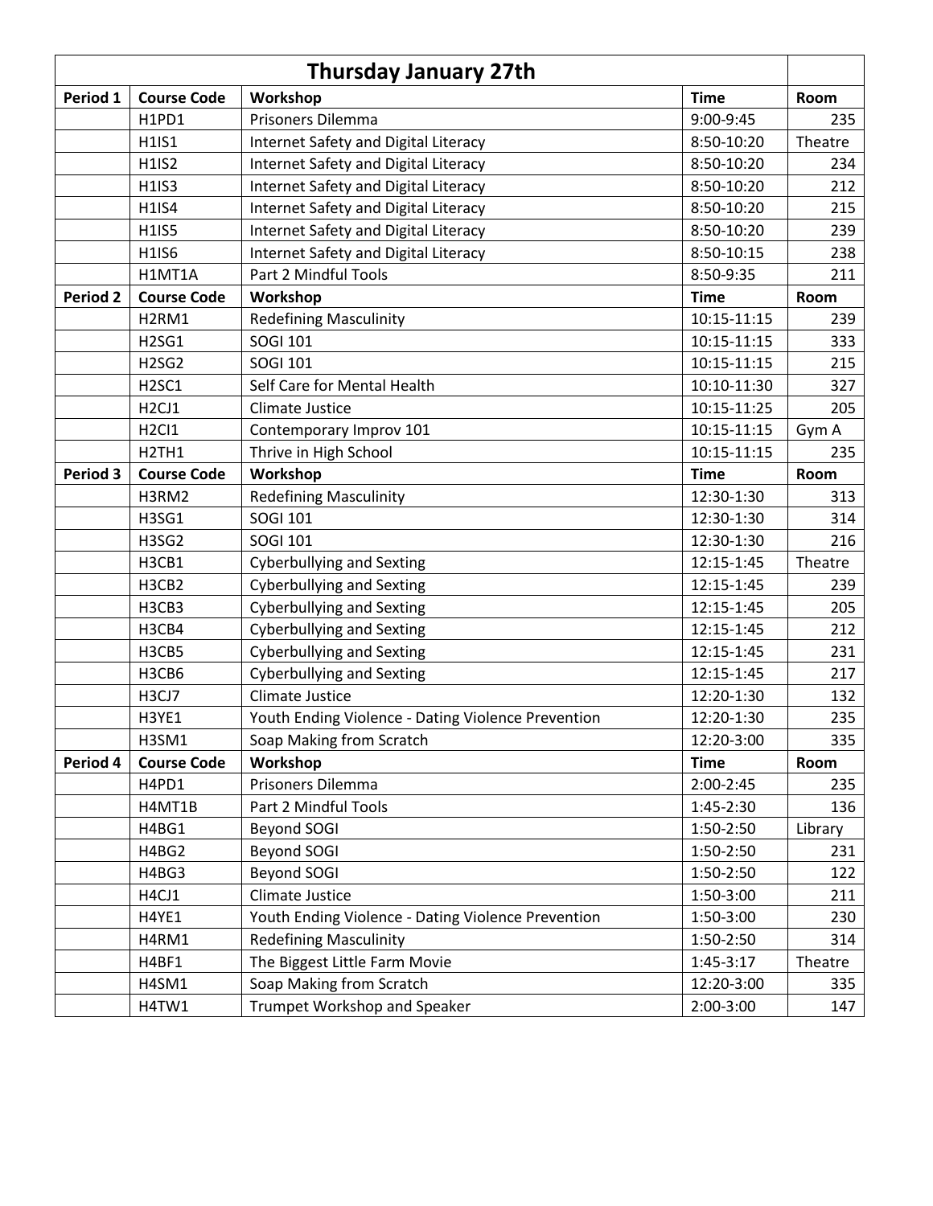| Thursday January 27th | | | | |
|---|---|---|---|---|
| **Period 1** | **Course Code** | **Workshop** | **Time** | **Room** |
| | H1PD1 | Prisoners Dilemma | 9:00-9:45 | 235 |
| | H1IS1 | Internet Safety and Digital Literacy | 8:50-10:20 | Theatre |
| | H1IS2 | Internet Safety and Digital Literacy | 8:50-10:20 | 234 |
| | H1IS3 | Internet Safety and Digital Literacy | 8:50-10:20 | 212 |
| | H1IS4 | Internet Safety and Digital Literacy | 8:50-10:20 | 215 |
| | H1IS5 | Internet Safety and Digital Literacy | 8:50-10:20 | 239 |
| | H1IS6 | Internet Safety and Digital Literacy | 8:50-10:15 | 238 |
| | H1MT1A | Part 2 Mindful Tools | 8:50-9:35 | 211 |
| **Period 2** | **Course Code** | **Workshop** | **Time** | **Room** |
| | H2RM1 | Redefining Masculinity | 10:15-11:15 | 239 |
| | H2SG1 | SOGI 101 | 10:15-11:15 | 333 |
| | H2SG2 | SOGI 101 | 10:15-11:15 | 215 |
| | H2SC1 | Self Care for Mental Health | 10:10-11:30 | 327 |
| | H2CJ1 | Climate Justice | 10:15-11:25 | 205 |
| | H2CI1 | Contemporary Improv 101 | 10:15-11:15 | Gym A |
| | H2TH1 | Thrive in High School | 10:15-11:15 | 235 |
| **Period 3** | **Course Code** | **Workshop** | **Time** | **Room** |
| | H3RM2 | Redefining Masculinity | 12:30-1:30 | 313 |
| | H3SG1 | SOGI 101 | 12:30-1:30 | 314 |
| | H3SG2 | SOGI 101 | 12:30-1:30 | 216 |
| | H3CB1 | Cyberbullying and Sexting | 12:15-1:45 | Theatre |
| | H3CB2 | Cyberbullying and Sexting | 12:15-1:45 | 239 |
| | H3CB3 | Cyberbullying and Sexting | 12:15-1:45 | 205 |
| | H3CB4 | Cyberbullying and Sexting | 12:15-1:45 | 212 |
| | H3CB5 | Cyberbullying and Sexting | 12:15-1:45 | 231 |
| | H3CB6 | Cyberbullying and Sexting | 12:15-1:45 | 217 |
| | H3CJ7 | Climate Justice | 12:20-1:30 | 132 |
| | H3YE1 | Youth Ending Violence - Dating Violence Prevention | 12:20-1:30 | 235 |
| | H3SM1 | Soap Making from Scratch | 12:20-3:00 | 335 |
| **Period 4** | **Course Code** | **Workshop** | **Time** | **Room** |
| | H4PD1 | Prisoners Dilemma | 2:00-2:45 | 235 |
| | H4MT1B | Part 2 Mindful Tools | 1:45-2:30 | 136 |
| | H4BG1 | Beyond SOGI | 1:50-2:50 | Library |
| | H4BG2 | Beyond SOGI | 1:50-2:50 | 231 |
| | H4BG3 | Beyond SOGI | 1:50-2:50 | 122 |
| | H4CJ1 | Climate Justice | 1:50-3:00 | 211 |
| | H4YE1 | Youth Ending Violence - Dating Violence Prevention | 1:50-3:00 | 230 |
| | H4RM1 | Redefining Masculinity | 1:50-2:50 | 314 |
| | H4BF1 | The Biggest Little Farm Movie | 1:45-3:17 | Theatre |
| | H4SM1 | Soap Making from Scratch | 12:20-3:00 | 335 |
| | H4TW1 | Trumpet Workshop and Speaker | 2:00-3:00 | 147 |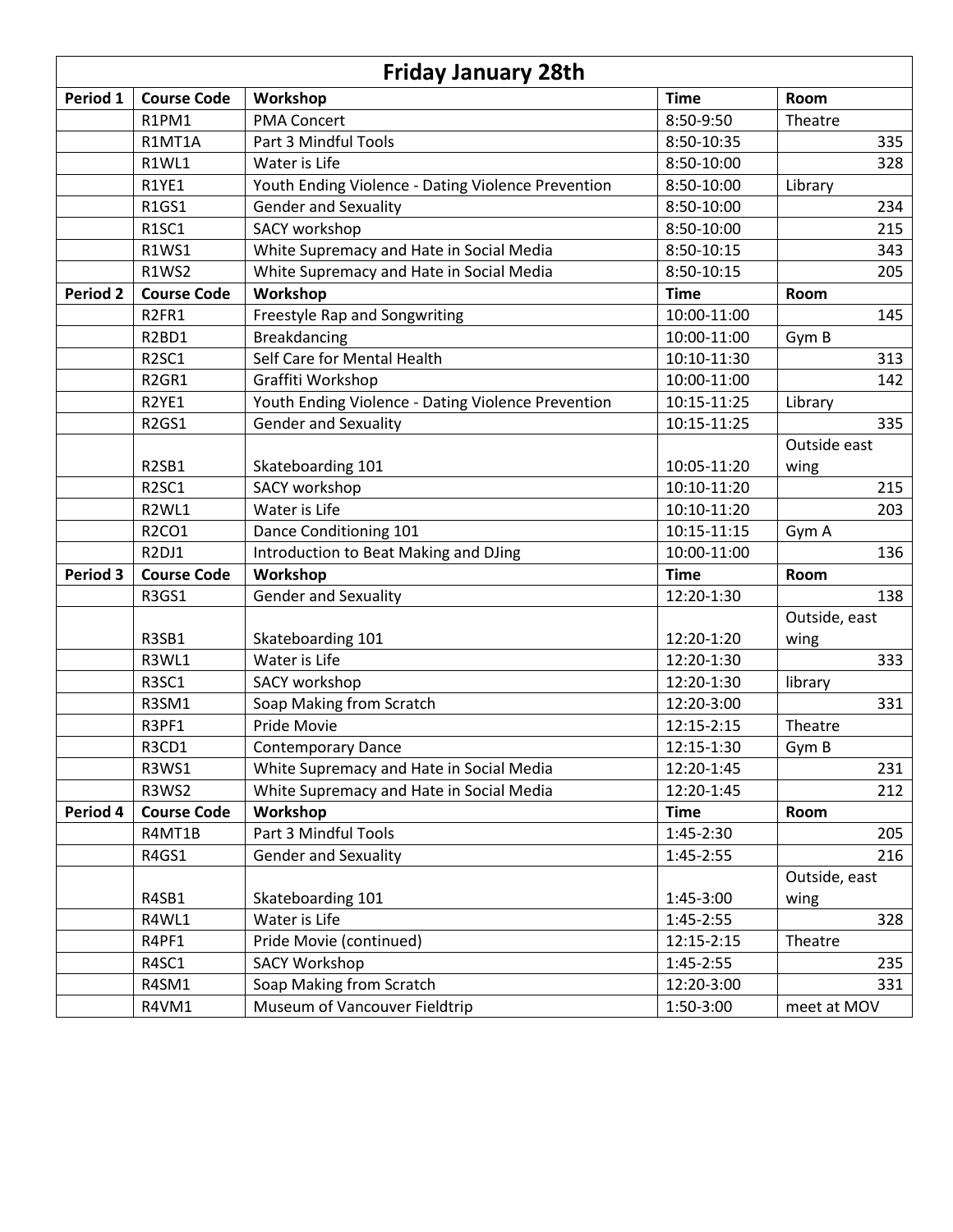| Friday January 28th | | | | |
|---|---|---|---|---|
| **Period 1** | **Course Code** | **Workshop** | **Time** | **Room** |
| | R1PM1 | PMA Concert | 8:50-9:50 | Theatre |
| | R1MT1A | Part 3 Mindful Tools | 8:50-10:35 | 335 |
| | R1WL1 | Water is Life | 8:50-10:00 | 328 |
| | R1YE1 | Youth Ending Violence - Dating Violence Prevention | 8:50-10:00 | Library |
| | R1GS1 | Gender and Sexuality | 8:50-10:00 | 234 |
| | R1SC1 | SACY workshop | 8:50-10:00 | 215 |
| | R1WS1 | White Supremacy and Hate in Social Media | 8:50-10:15 | 343 |
| | R1WS2 | White Supremacy and Hate in Social Media | 8:50-10:15 | 205 |
| **Period 2** | **Course Code** | **Workshop** | **Time** | **Room** |
| | R2FR1 | Freestyle Rap and Songwriting | 10:00-11:00 | 145 |
| | R2BD1 | Breakdancing | 10:00-11:00 | Gym B |
| | R2SC1 | Self Care for Mental Health | 10:10-11:30 | 313 |
| | R2GR1 | Graffiti Workshop | 10:00-11:00 | 142 |
| | R2YE1 | Youth Ending Violence - Dating Violence Prevention | 10:15-11:25 | Library |
| | R2GS1 | Gender and Sexuality | 10:15-11:25 | 335 |
| | R2SB1 | Skateboarding 101 | 10:05-11:20 | Outside east wing |
| | R2SC1 | SACY workshop | 10:10-11:20 | 215 |
| | R2WL1 | Water is Life | 10:10-11:20 | 203 |
| | R2CO1 | Dance Conditioning 101 | 10:15-11:15 | Gym A |
| | R2DJ1 | Introduction to Beat Making and DJing | 10:00-11:00 | 136 |
| **Period 3** | **Course Code** | **Workshop** | **Time** | **Room** |
| | R3GS1 | Gender and Sexuality | 12:20-1:30 | 138 |
| | R3SB1 | Skateboarding 101 | 12:20-1:20 | Outside, east wing |
| | R3WL1 | Water is Life | 12:20-1:30 | 333 |
| | R3SC1 | SACY workshop | 12:20-1:30 | library |
| | R3SM1 | Soap Making from Scratch | 12:20-3:00 | 331 |
| | R3PF1 | Pride Movie | 12:15-2:15 | Theatre |
| | R3CD1 | Contemporary Dance | 12:15-1:30 | Gym B |
| | R3WS1 | White Supremacy and Hate in Social Media | 12:20-1:45 | 231 |
| | R3WS2 | White Supremacy and Hate in Social Media | 12:20-1:45 | 212 |
| **Period 4** | **Course Code** | **Workshop** | **Time** | **Room** |
| | R4MT1B | Part 3 Mindful Tools | 1:45-2:30 | 205 |
| | R4GS1 | Gender and Sexuality | 1:45-2:55 | 216 |
| | R4SB1 | Skateboarding 101 | 1:45-3:00 | Outside, east wing |
| | R4WL1 | Water is Life | 1:45-2:55 | 328 |
| | R4PF1 | Pride Movie (continued) | 12:15-2:15 | Theatre |
| | R4SC1 | SACY Workshop | 1:45-2:55 | 235 |
| | R4SM1 | Soap Making from Scratch | 12:20-3:00 | 331 |
| | R4VM1 | Museum of Vancouver Fieldtrip | 1:50-3:00 | meet at MOV |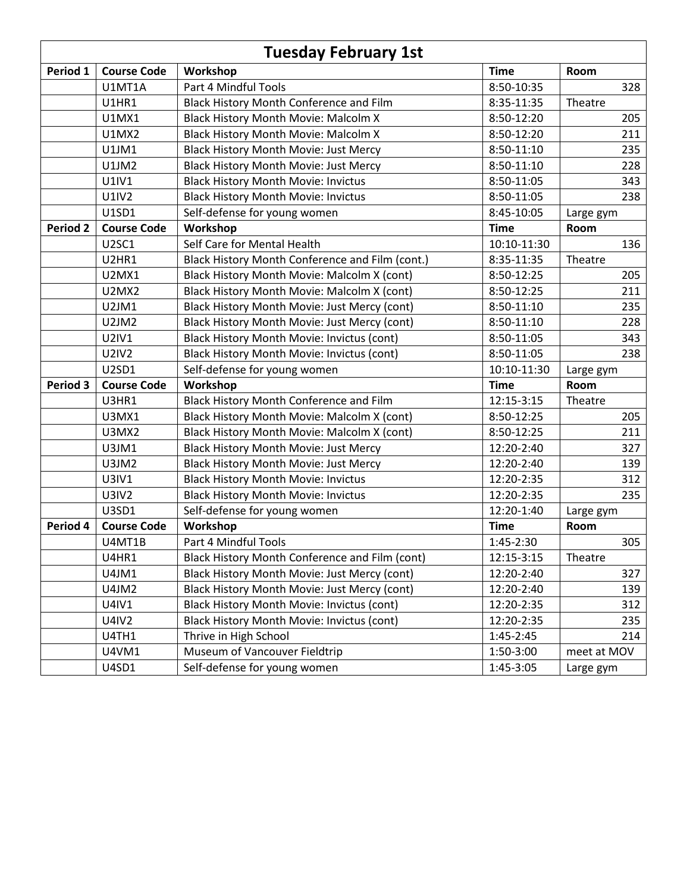| Tuesday February 1st | | | | |
|---|---|---|---|---|
| **Period 1** | **Course Code** | **Workshop** | **Time** | **Room** |
| | U1MT1A | Part 4 Mindful Tools | 8:50-10:35 | 328 |
| | U1HR1 | Black History Month Conference and Film | 8:35-11:35 | Theatre |
| | U1MX1 | Black History Month Movie: Malcolm X | 8:50-12:20 | 205 |
| | U1MX2 | Black History Month Movie: Malcolm X | 8:50-12:20 | 211 |
| | U1JM1 | Black History Month Movie: Just Mercy | 8:50-11:10 | 235 |
| | U1JM2 | Black History Month Movie: Just Mercy | 8:50-11:10 | 228 |
| | U1IV1 | Black History Month Movie: Invictus | 8:50-11:05 | 343 |
| | U1IV2 | Black History Month Movie: Invictus | 8:50-11:05 | 238 |
| | U1SD1 | Self-defense for young women | 8:45-10:05 | Large gym |
| **Period 2** | **Course Code** | **Workshop** | **Time** | **Room** |
| | U2SC1 | Self Care for Mental Health | 10:10-11:30 | 136 |
| | U2HR1 | Black History Month Conference and Film (cont.) | 8:35-11:35 | Theatre |
| | U2MX1 | Black History Month Movie: Malcolm X (cont) | 8:50-12:25 | 205 |
| | U2MX2 | Black History Month Movie: Malcolm X (cont) | 8:50-12:25 | 211 |
| | U2JM1 | Black History Month Movie: Just Mercy (cont) | 8:50-11:10 | 235 |
| | U2JM2 | Black History Month Movie: Just Mercy (cont) | 8:50-11:10 | 228 |
| | U2IV1 | Black History Month Movie: Invictus (cont) | 8:50-11:05 | 343 |
| | U2IV2 | Black History Month Movie: Invictus (cont) | 8:50-11:05 | 238 |
| | U2SD1 | Self-defense for young women | 10:10-11:30 | Large gym |
| **Period 3** | **Course Code** | **Workshop** | **Time** | **Room** |
| | U3HR1 | Black History Month Conference and Film | 12:15-3:15 | Theatre |
| | U3MX1 | Black History Month Movie: Malcolm X (cont) | 8:50-12:25 | 205 |
| | U3MX2 | Black History Month Movie: Malcolm X (cont) | 8:50-12:25 | 211 |
| | U3JM1 | Black History Month Movie: Just Mercy | 12:20-2:40 | 327 |
| | U3JM2 | Black History Month Movie: Just Mercy | 12:20-2:40 | 139 |
| | U3IV1 | Black History Month Movie: Invictus | 12:20-2:35 | 312 |
| | U3IV2 | Black History Month Movie: Invictus | 12:20-2:35 | 235 |
| | U3SD1 | Self-defense for young women | 12:20-1:40 | Large gym |
| **Period 4** | **Course Code** | **Workshop** | **Time** | **Room** |
| | U4MT1B | Part 4 Mindful Tools | 1:45-2:30 | 305 |
| | U4HR1 | Black History Month Conference and Film (cont) | 12:15-3:15 | Theatre |
| | U4JM1 | Black History Month Movie: Just Mercy (cont) | 12:20-2:40 | 327 |
| | U4JM2 | Black History Month Movie: Just Mercy (cont) | 12:20-2:40 | 139 |
| | U4IV1 | Black History Month Movie: Invictus (cont) | 12:20-2:35 | 312 |
| | U4IV2 | Black History Month Movie: Invictus (cont) | 12:20-2:35 | 235 |
| | U4TH1 | Thrive in High School | 1:45-2:45 | 214 |
| | U4VM1 | Museum of Vancouver Fieldtrip | 1:50-3:00 | meet at MOV |
| | U4SD1 | Self-defense for young women | 1:45-3:05 | Large gym |